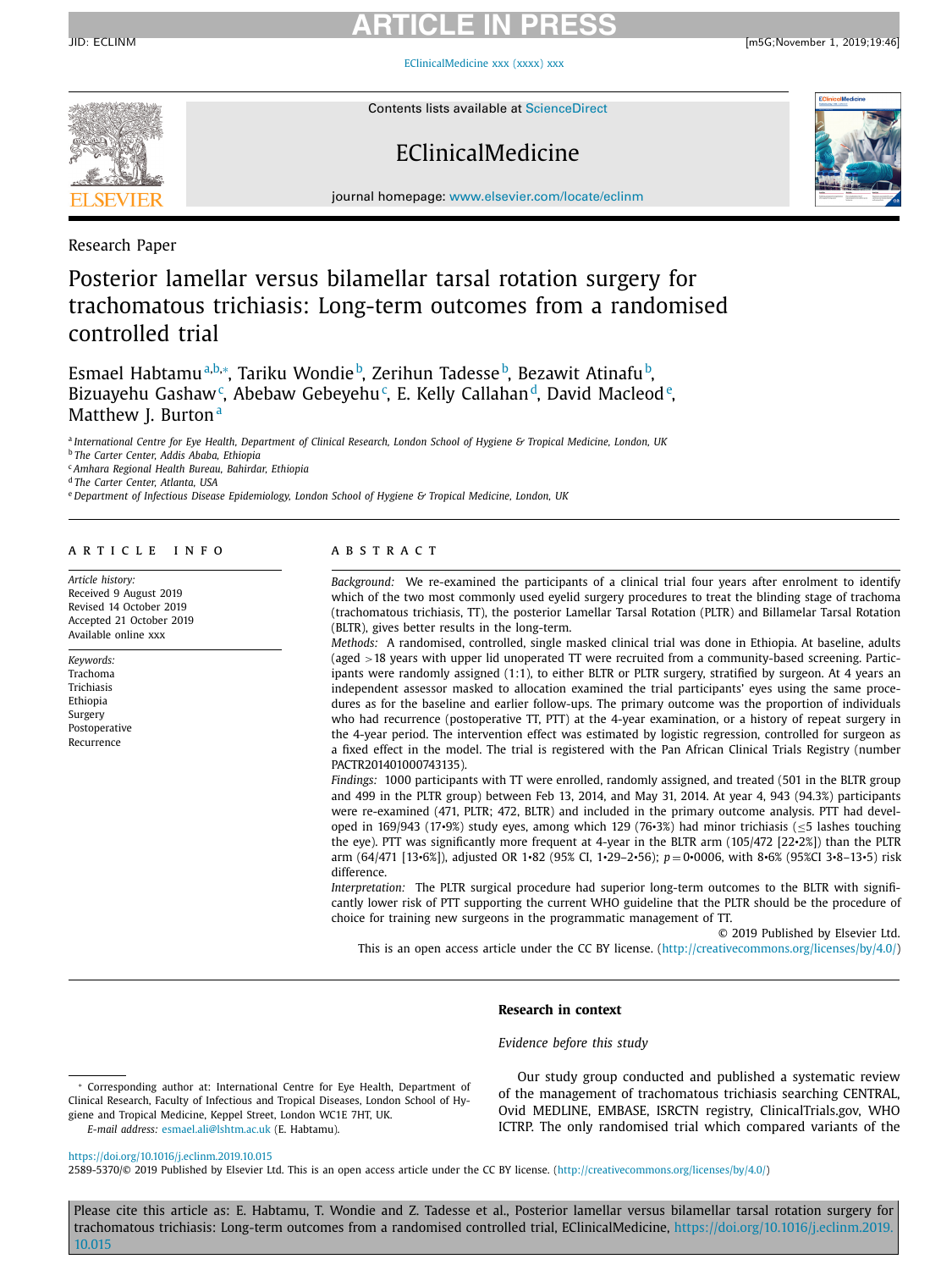Research Paper

# Posterior lamellar versus bilamellar tarsal rotation surgery for trachomatous trichiasis: Long-term outcomes from a randomised controlled trial

Esmael Habtamu[a,b,*], Tariku Wondie[b], Zerihun Tadesse[b], Bezawit Atinafu[b], Bizuayehu Gashaw[c], Abebaw Gebeyehu[c], E. Kelly Callahan[d], David Macleod[e], Matthew J. Burton[a]

[a] International Centre for Eye Health, Department of Clinical Research, London School of Hygiene & Tropical Medicine, London, UK
[b] The Carter Center, Addis Ababa, Ethiopia
[c] Amhara Regional Health Bureau, Bahirdar, Ethiopia
[d] The Carter Center, Atlanta, USA
[e] Department of Infectious Disease Epidemiology, London School of Hygiene & Tropical Medicine, London, UK

## ARTICLE INFO

*Article history:*
Received 9 August 2019
Revised 14 October 2019
Accepted 21 October 2019
Available online xxx

*Keywords:*
Trachoma
Trichiasis
Ethiopia
Surgery
Postoperative
Recurrence

## ABSTRACT

*Background:* We re-examined the participants of a clinical trial four years after enrolment to identify which of the two most commonly used eyelid surgery procedures to treat the blinding stage of trachoma (trachomatous trichiasis, TT), the posterior Lamellar Tarsal Rotation (PLTR) and Billamelar Tarsal Rotation (BLTR), gives better results in the long-term.

*Methods:* A randomised, controlled, single masked clinical trial was done in Ethiopia. At baseline, adults (aged >18 years with upper lid unoperated TT were recruited from a community-based screening. Participants were randomly assigned (1:1), to either BLTR or PLTR surgery, stratified by surgeon. At 4 years an independent assessor masked to allocation examined the trial participants' eyes using the same procedures as for the baseline and earlier follow-ups. The primary outcome was the proportion of individuals who had recurrence (postoperative TT, PTT) at the 4-year examination, or a history of repeat surgery in the 4-year period. The intervention effect was estimated by logistic regression, controlled for surgeon as a fixed effect in the model. The trial is registered with the Pan African Clinical Trials Registry (number PACTR201401000743135).

*Findings:* 1000 participants with TT were enrolled, randomly assigned, and treated (501 in the BLTR group and 499 in the PLTR group) between Feb 13, 2014, and May 31, 2014. At year 4, 943 (94.3%) participants were re-examined (471, PLTR; 472, BLTR) and included in the primary outcome analysis. PTT had developed in 169/943 (17•9%) study eyes, among which 129 (76•3%) had minor trichiasis (≤5 lashes touching the eye). PTT was significantly more frequent at 4-year in the BLTR arm (105/472 [22•2%]) than the PLTR arm (64/471 [13•6%]), adjusted OR 1•82 (95% CI, 1•29–2•56); $p = 0•0006$, with 8•6% (95%CI 3•8–13•5) risk difference.

*Interpretation:* The PLTR surgical procedure had superior long-term outcomes to the BLTR with significantly lower risk of PTT supporting the current WHO guideline that the PLTR should be the procedure of choice for training new surgeons in the programmatic management of TT.

© 2019 Published by Elsevier Ltd.
This is an open access article under the CC BY license. (http://creativecommons.org/licenses/by/4.0/)

## Research in context

*Evidence before this study*

Our study group conducted and published a systematic review of the management of trachomatous trichiasis searching CENTRAL, Ovid MEDLINE, EMBASE, ISRCTN registry, ClinicalTrials.gov, WHO ICTRP. The only randomised trial which compared variants of the

* Corresponding author at: International Centre for Eye Health, Department of Clinical Research, Faculty of Infectious and Tropical Diseases, London School of Hygiene and Tropical Medicine, Keppel Street, London WC1E 7HT, UK.
*E-mail address:* esmael.ali@lshtm.ac.uk (E. Habtamu).

https://doi.org/10.1016/j.eclinm.2019.10.015
2589-5370/© 2019 Published by Elsevier Ltd. This is an open access article under the CC BY license. (http://creativecommons.org/licenses/by/4.0/)

Please cite this article as: E. Habtamu, T. Wondie and Z. Tadesse et al., Posterior lamellar versus bilamellar tarsal rotation surgery for trachomatous trichiasis: Long-term outcomes from a randomised controlled trial, EClinicalMedicine, https://doi.org/10.1016/j.eclinm.2019.10.015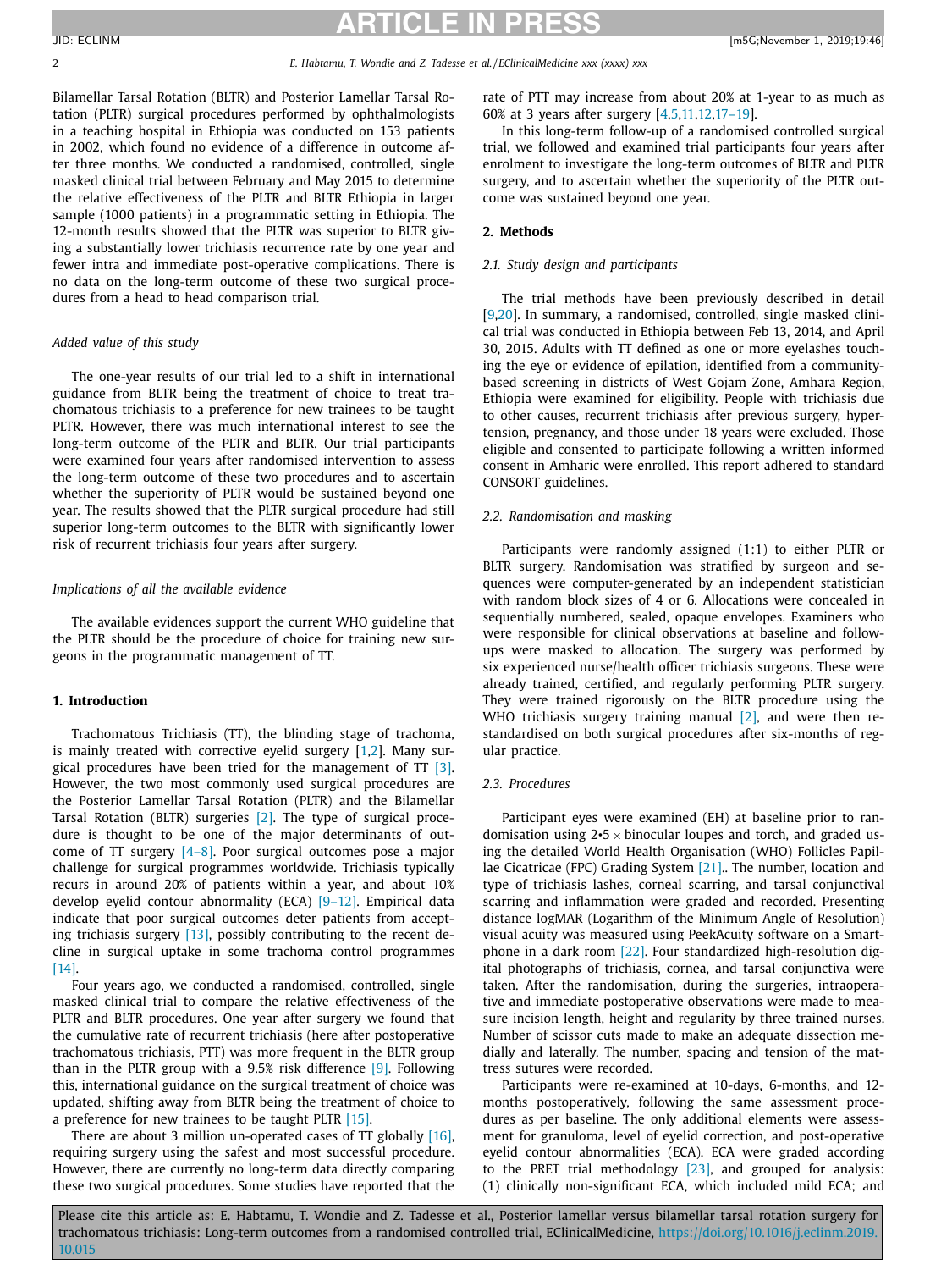Bilamellar Tarsal Rotation (BLTR) and Posterior Lamellar Tarsal Rotation (PLTR) surgical procedures performed by ophthalmologists in a teaching hospital in Ethiopia was conducted on 153 patients in 2002, which found no evidence of a difference in outcome after three months. We conducted a randomised, controlled, single masked clinical trial between February and May 2015 to determine the relative effectiveness of the PLTR and BLTR Ethiopia in larger sample (1000 patients) in a programmatic setting in Ethiopia. The 12-month results showed that the PLTR was superior to BLTR giving a substantially lower trichiasis recurrence rate by one year and fewer intra and immediate post-operative complications. There is no data on the long-term outcome of these two surgical procedures from a head to head comparison trial.

*Added value of this study*

The one-year results of our trial led to a shift in international guidance from BLTR being the treatment of choice to treat trachomatous trichiasis to a preference for new trainees to be taught PLTR. However, there was much international interest to see the long-term outcome of the PLTR and BLTR. Our trial participants were examined four years after randomised intervention to assess the long-term outcome of these two procedures and to ascertain whether the superiority of PLTR would be sustained beyond one year. The results showed that the PLTR surgical procedure had still superior long-term outcomes to the BLTR with significantly lower risk of recurrent trichiasis four years after surgery.

*Implications of all the available evidence*

The available evidences support the current WHO guideline that the PLTR should be the procedure of choice for training new surgeons in the programmatic management of TT.

## 1. Introduction

Trachomatous Trichiasis (TT), the blinding stage of trachoma, is mainly treated with corrective eyelid surgery [1,2]. Many surgical procedures have been tried for the management of TT [3]. However, the two most commonly used surgical procedures are the Posterior Lamellar Tarsal Rotation (PLTR) and the Bilamellar Tarsal Rotation (BLTR) surgeries [2]. The type of surgical procedure is thought to be one of the major determinants of outcome of TT surgery [4–8]. Poor surgical outcomes pose a major challenge for surgical programmes worldwide. Trichiasis typically recurs in around 20% of patients within a year, and about 10% develop eyelid contour abnormality (ECA) [9–12]. Empirical data indicate that poor surgical outcomes deter patients from accepting trichiasis surgery [13], possibly contributing to the recent decline in surgical uptake in some trachoma control programmes [14].

Four years ago, we conducted a randomised, controlled, single masked clinical trial to compare the relative effectiveness of the PLTR and BLTR procedures. One year after surgery we found that the cumulative rate of recurrent trichiasis (here after postoperative trachomatous trichiasis, PTT) was more frequent in the BLTR group than in the PLTR group with a 9.5% risk difference [9]. Following this, international guidance on the surgical treatment of choice was updated, shifting away from BLTR being the treatment of choice to a preference for new trainees to be taught PLTR [15].

There are about 3 million un-operated cases of TT globally [16], requiring surgery using the safest and most successful procedure. However, there are currently no long-term data directly comparing these two surgical procedures. Some studies have reported that the rate of PTT may increase from about 20% at 1-year to as much as 60% at 3 years after surgery [4,5,11,12,17–19].

In this long-term follow-up of a randomised controlled surgical trial, we followed and examined trial participants four years after enrolment to investigate the long-term outcomes of BLTR and PLTR surgery, and to ascertain whether the superiority of the PLTR outcome was sustained beyond one year.

## 2. Methods

### 2.1. Study design and participants

The trial methods have been previously described in detail [9,20]. In summary, a randomised, controlled, single masked clinical trial was conducted in Ethiopia between Feb 13, 2014, and April 30, 2015. Adults with TT defined as one or more eyelashes touching the eye or evidence of epilation, identified from a community-based screening in districts of West Gojam Zone, Amhara Region, Ethiopia were examined for eligibility. People with trichiasis due to other causes, recurrent trichiasis after previous surgery, hypertension, pregnancy, and those under 18 years were excluded. Those eligible and consented to participate following a written informed consent in Amharic were enrolled. This report adhered to standard CONSORT guidelines.

### 2.2. Randomisation and masking

Participants were randomly assigned (1:1) to either PLTR or BLTR surgery. Randomisation was stratified by surgeon and sequences were computer-generated by an independent statistician with random block sizes of 4 or 6. Allocations were concealed in sequentially numbered, sealed, opaque envelopes. Examiners who were responsible for clinical observations at baseline and follow-ups were masked to allocation. The surgery was performed by six experienced nurse/health officer trichiasis surgeons. These were already trained, certified, and regularly performing PLTR surgery. They were trained rigorously on the BLTR procedure using the WHO trichiasis surgery training manual [2], and were then re-standardised on both surgical procedures after six-months of regular practice.

### 2.3. Procedures

Participant eyes were examined (EH) at baseline prior to randomisation using 2•5 × binocular loupes and torch, and graded using the detailed World Health Organisation (WHO) Follicles Papillae Cicatricae (FPC) Grading System [21].. The number, location and type of trichiasis lashes, corneal scarring, and tarsal conjunctival scarring and inflammation were graded and recorded. Presenting distance logMAR (Logarithm of the Minimum Angle of Resolution) visual acuity was measured using PeekAcuity software on a Smartphone in a dark room [22]. Four standardized high-resolution digital photographs of trichiasis, cornea, and tarsal conjunctiva were taken. After the randomisation, during the surgeries, intraoperative and immediate postoperative observations were made to measure incision length, height and regularity by three trained nurses. Number of scissor cuts made to make an adequate dissection medially and laterally. The number, spacing and tension of the mattress sutures were recorded.

Participants were re-examined at 10-days, 6-months, and 12-months postoperatively, following the same assessment procedures as per baseline. The only additional elements were assessment for granuloma, level of eyelid correction, and post-operative eyelid contour abnormalities (ECA). ECA were graded according to the PRET trial methodology [23], and grouped for analysis: (1) clinically non-significant ECA, which included mild ECA; and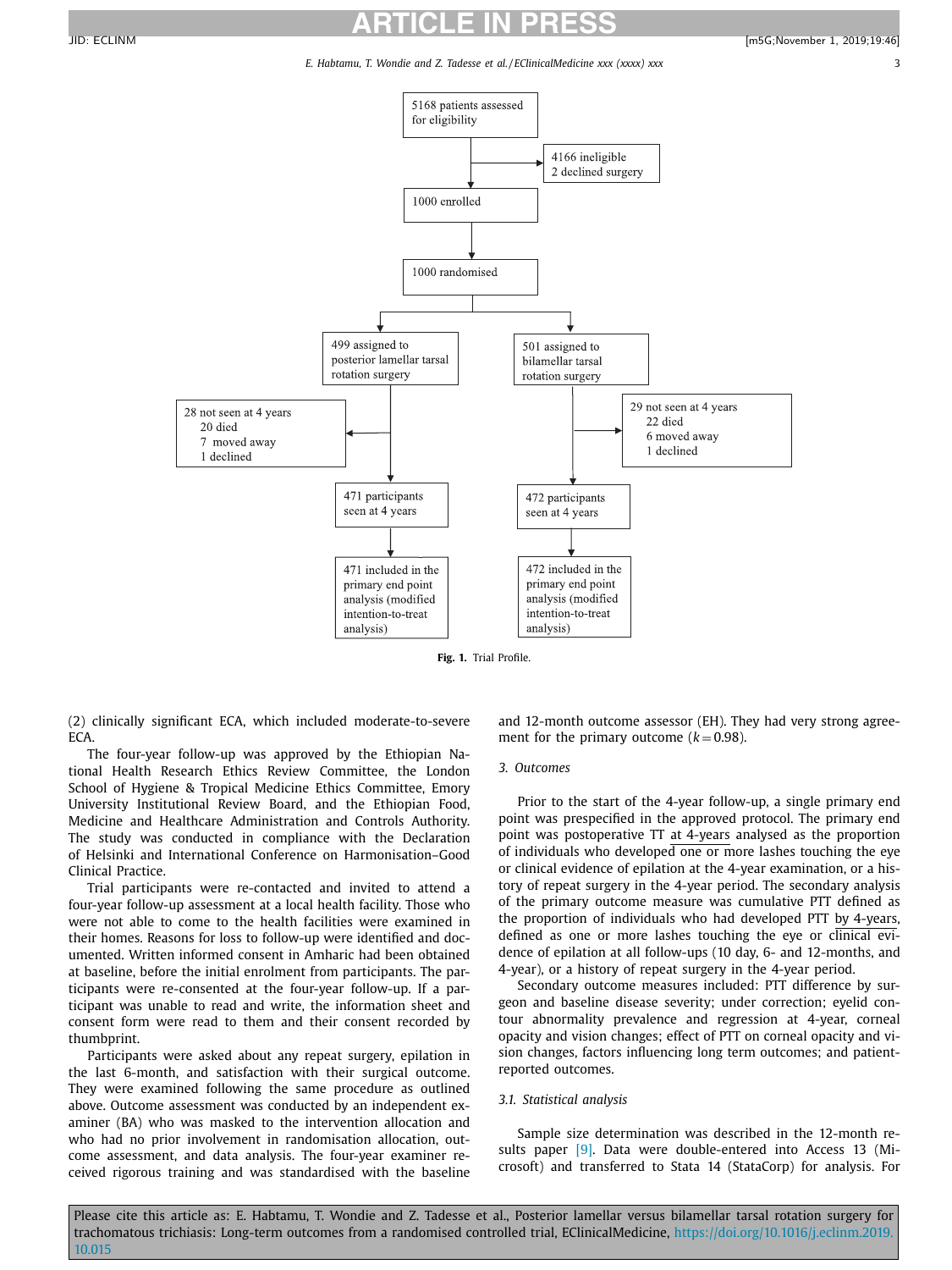5168 patients assessed for eligibility

4166 ineligible
2 declined surgery

1000 enrolled

1000 randomised

499 assigned to posterior lamellar tarsal rotation surgery

501 assigned to bilamellar tarsal rotation surgery

28 not seen at 4 years
20 died
7 moved away
1 declined

29 not seen at 4 years
22 died
6 moved away
1 declined

471 participants seen at 4 years

472 participants seen at 4 years

471 included in the primary end point analysis (modified intention-to-treat analysis)

472 included in the primary end point analysis (modified intention-to-treat analysis)

**Fig. 1.** Trial Profile.

(2) clinically significant ECA, which included moderate-to-severe ECA.

The four-year follow-up was approved by the Ethiopian National Health Research Ethics Review Committee, the London School of Hygiene & Tropical Medicine Ethics Committee, Emory University Institutional Review Board, and the Ethiopian Food, Medicine and Healthcare Administration and Controls Authority. The study was conducted in compliance with the Declaration of Helsinki and International Conference on Harmonisation–Good Clinical Practice.

Trial participants were re-contacted and invited to attend a four-year follow-up assessment at a local health facility. Those who were not able to come to the health facilities were examined in their homes. Reasons for loss to follow-up were identified and documented. Written informed consent in Amharic had been obtained at baseline, before the initial enrolment from participants. The participants were re-consented at the four-year follow-up. If a participant was unable to read and write, the information sheet and consent form were read to them and their consent recorded by thumbprint.

Participants were asked about any repeat surgery, epilation in the last 6-month, and satisfaction with their surgical outcome. They were examined following the same procedure as outlined above. Outcome assessment was conducted by an independent examiner (BA) who was masked to the intervention allocation and who had no prior involvement in randomisation allocation, outcome assessment, and data analysis. The four-year examiner received rigorous training and was standardised with the baseline and 12-month outcome assessor (EH). They had very strong agreement for the primary outcome ($k = 0.98$).

## 3. Outcomes

Prior to the start of the 4-year follow-up, a single primary end point was prespecified in the approved protocol. The primary end point was postoperative TT at 4-years analysed as the proportion of individuals who developed one or more lashes touching the eye or clinical evidence of epilation at the 4-year examination, or a history of repeat surgery in the 4-year period. The secondary analysis of the primary outcome measure was cumulative PTT defined as the proportion of individuals who had developed PTT by 4-years, defined as one or more lashes touching the eye or clinical evidence of epilation at all follow-ups (10 day, 6- and 12-months, and 4-year), or a history of repeat surgery in the 4-year period.

Secondary outcome measures included: PTT difference by surgeon and baseline disease severity; under correction; eyelid contour abnormality prevalence and regression at 4-year, corneal opacity and vision changes; effect of PTT on corneal opacity and vision changes, factors influencing long term outcomes; and patient-reported outcomes.

### 3.1. Statistical analysis

Sample size determination was described in the 12-month results paper [9]. Data were double-entered into Access 13 (Microsoft) and transferred to Stata 14 (StataCorp) for analysis. For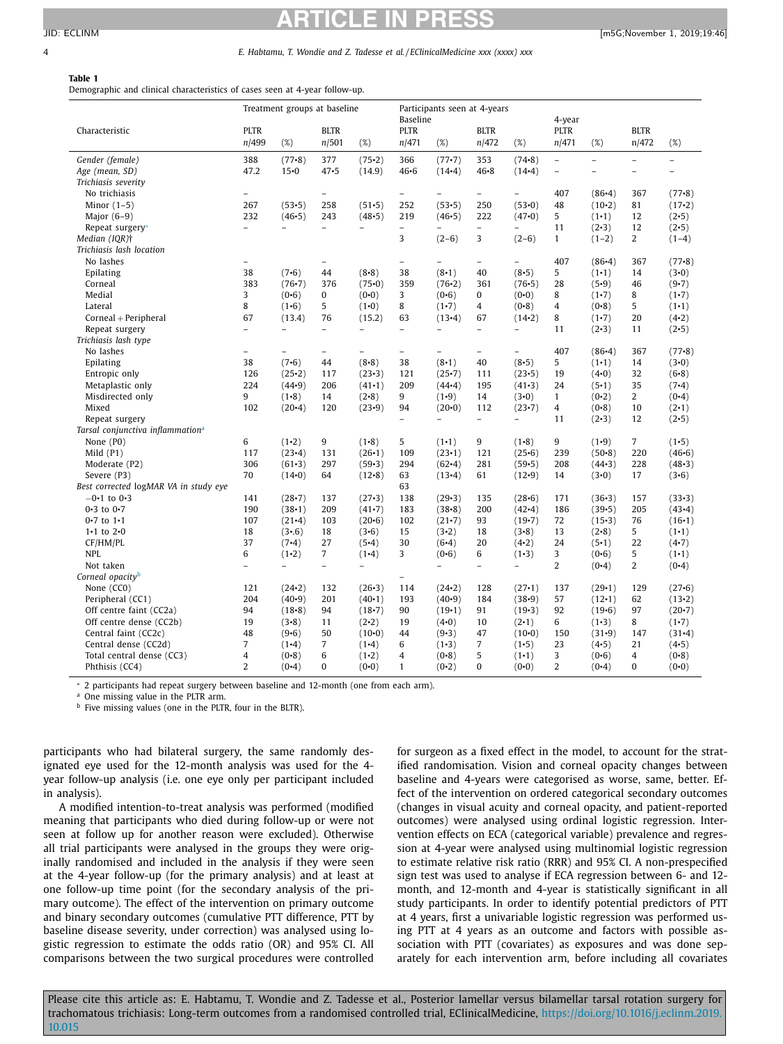**Table 1**
Demographic and clinical characteristics of cases seen at 4-year follow-up.

| Characteristic | Treatment groups at baseline | | | | Participants seen at 4-years | | | | | | | |
|---|---|---|---|---|---|---|---|---|---|---|---|---|
| | | | | | Baseline | | | | 4-year | | | |
| | PLTR n/499 | (%) | BLTR n/501 | (%) | PLTR n/471 | (%) | BLTR n/472 | (%) | PLTR n/471 | (%) | BLTR n/472 | (%) |
| *Gender (female)* | 388 | (77•8) | 377 | (75•2) | 366 | (77•7) | 353 | (74•8) | – | – | – | – |
| *Age (mean, SD)* | 47.2 | 15•0 | 47•5 | (14.9) | 46•6 | (14•4) | 46•8 | (14•4) | – | – | – | – |
| *Trichiasis severity* | | | | | | | | | | | | |
| No trichiasis | – | | – | | – | – | – | – | 407 | (86•4) | 367 | (77•8) |
| Minor (1–5) | 267 | (53•5) | 258 | (51•5) | 252 | (53•5) | 250 | (53•0) | 48 | (10•2) | 81 | (17•2) |
| Major (6–9) | 232 | (46•5) | 243 | (48•5) | 219 | (46•5) | 222 | (47•0) | 5 | (1•1) | 12 | (2•5) |
| Repeat surgery* | – | – | – | – | – | – | – | – | 11 | (2•3) | 12 | (2•5) |
| *Median (IQR)*† | | | | | 3 | (2–6) | 3 | (2–6) | 1 | (1–2) | 2 | (1–4) |
| *Trichiasis lash location* | | | | | | | | | | | | |
| No lashes | – | | – | | – | – | – | – | 407 | (86•4) | 367 | (77•8) |
| Epilating | 38 | (7•6) | 44 | (8•8) | 38 | (8•1) | 40 | (8•5) | 5 | (1•1) | 14 | (3•0) |
| Corneal | 383 | (76•7) | 376 | (75•0) | 359 | (76•2) | 361 | (76•5) | 28 | (5•9) | 46 | (9•7) |
| Medial | 3 | (0•6) | 0 | (0•0) | 3 | (0•6) | 0 | (0•0) | 8 | (1•7) | 8 | (1•7) |
| Lateral | 8 | (1•6) | 5 | (1•0) | 8 | (1•7) | 4 | (0•8) | 4 | (0•8) | 5 | (1•1) |
| Corneal + Peripheral | 67 | (13.4) | 76 | (15.2) | 63 | (13•4) | 67 | (14•2) | 8 | (1•7) | 20 | (4•2) |
| Repeat surgery | – | – | – | – | – | – | – | – | 11 | (2•3) | 11 | (2•5) |
| *Trichiasis lash type* | | | | | | | | | | | | |
| No lashes | – | – | – | – | – | – | – | – | 407 | (86•4) | 367 | (77•8) |
| Epilating | 38 | (7•6) | 44 | (8•8) | 38 | (8•1) | 40 | (8•5) | 5 | (1•1) | 14 | (3•0) |
| Entropic only | 126 | (25•2) | 117 | (23•3) | 121 | (25•7) | 111 | (23•5) | 19 | (4•0) | 32 | (6•8) |
| Metaplastic only | 224 | (44•9) | 206 | (41•1) | 209 | (44•4) | 195 | (41•3) | 24 | (5•1) | 35 | (7•4) |
| Misdirected only | 9 | (1•8) | 14 | (2•8) | 9 | (1•9) | 14 | (3•0) | 1 | (0•2) | 2 | (0•4) |
| Mixed | 102 | (20•4) | 120 | (23•9) | 94 | (20•0) | 112 | (23•7) | 4 | (0•8) | 10 | (2•1) |
| Repeat surgery | | | | | – | – | – | – | 11 | (2•3) | 12 | (2•5) |
| *Tarsal conjunctiva inflammation*[a] | | | | | | | | | | | | |
| None (P0) | 6 | (1•2) | 9 | (1•8) | 5 | (1•1) | 9 | (1•8) | 9 | (1•9) | 7 | (1•5) |
| Mild (P1) | 117 | (23•4) | 131 | (26•1) | 109 | (23•1) | 121 | (25•6) | 239 | (50•8) | 220 | (46•6) |
| Moderate (P2) | 306 | (61•3) | 297 | (59•3) | 294 | (62•4) | 281 | (59•5) | 208 | (44•3) | 228 | (48•3) |
| Severe (P3) | 70 | (14•0) | 64 | (12•8) | 63 | (13•4) | 61 | (12•9) | 14 | (3•0) | 17 | (3•6) |
| *Best corrected logMAR VA in study eye* | | | | | 63 | | | | | | | |
| −0•1 to 0•3 | 141 | (28•7) | 137 | (27•3) | 138 | (29•3) | 135 | (28•6) | 171 | (36•3) | 157 | (33•3) |
| 0•3 to 0•7 | 190 | (38•1) | 209 | (41•7) | 183 | (38•8) | 200 | (42•4) | 186 | (39•5) | 205 | (43•4) |
| 0•7 to 1•1 | 107 | (21•4) | 103 | (20•6) | 102 | (21•7) | 93 | (19•7) | 72 | (15•3) | 76 | (16•1) |
| 1•1 to 2•0 | 18 | (3•.6) | 18 | (3•6) | 15 | (3•2) | 18 | (3•8) | 13 | (2•8) | 5 | (1•1) |
| CF/HM/PL | 37 | (7•4) | 27 | (5•4) | 30 | (6•4) | 20 | (4•2) | 24 | (5•1) | 22 | (4•7) |
| NPL | 6 | (1•2) | 7 | (1•4) | 3 | (0•6) | 6 | (1•3) | 3 | (0•6) | 5 | (1•1) |
| Not taken | – | – | – | – | | – | – | – | 2 | (0•4) | 2 | (0•4) |
| *Corneal opacity*[b] | | | | | – | | | | | | | |
| None (CC0) | 121 | (24•2) | 132 | (26•3) | 114 | (24•2) | 128 | (27•1) | 137 | (29•1) | 129 | (27•6) |
| Peripheral (CC1) | 204 | (40•9) | 201 | (40•1) | 193 | (40•9) | 184 | (38•9) | 57 | (12•1) | 62 | (13•2) |
| Off centre faint (CC2a) | 94 | (18•8) | 94 | (18•7) | 90 | (19•1) | 91 | (19•3) | 92 | (19•6) | 97 | (20•7) |
| Off centre dense (CC2b) | 19 | (3•8) | 11 | (2•2) | 19 | (4•0) | 10 | (2•1) | 6 | (1•3) | 8 | (1•7) |
| Central faint (CC2c) | 48 | (9•6) | 50 | (10•0) | 44 | (9•3) | 47 | (10•0) | 150 | (31•9) | 147 | (31•4) |
| Central dense (CC2d) | 7 | (1•4) | 7 | (1•4) | 6 | (1•3) | 7 | (1•5) | 23 | (4•5) | 21 | (4•5) |
| Total central dense (CC3) | 4 | (0•8) | 6 | (1•2) | 4 | (0•8) | 5 | (1•1) | 3 | (0•6) | 4 | (0•8) |
| Phthisis (CC4) | 2 | (0•4) | 0 | (0•0) | 1 | (0•2) | 0 | (0•0) | 2 | (0•4) | 0 | (0•0) |

* 2 participants had repeat surgery between baseline and 12-month (one from each arm).
[a] One missing value in the PLTR arm.
[b] Five missing values (one in the PLTR, four in the BLTR).

participants who had bilateral surgery, the same randomly designated eye used for the 12-month analysis was used for the 4-year follow-up analysis (i.e. one eye only per participant included in analysis).

A modified intention-to-treat analysis was performed (modified meaning that participants who died during follow-up or were not seen at follow up for another reason were excluded). Otherwise all trial participants were analysed in the groups they were originally randomised and included in the analysis if they were seen at the 4-year follow-up (for the primary analysis) and at least at one follow-up time point (for the secondary analysis of the primary outcome). The effect of the intervention on primary outcome and binary secondary outcomes (cumulative PTT difference, PTT by baseline disease severity, under correction) was analysed using logistic regression to estimate the odds ratio (OR) and 95% CI. All comparisons between the two surgical procedures were controlled for surgeon as a fixed effect in the model, to account for the stratified randomisation. Vision and corneal opacity changes between baseline and 4-years were categorised as worse, same, better. Effect of the intervention on ordered categorical secondary outcomes (changes in visual acuity and corneal opacity, and patient-reported outcomes) were analysed using ordinal logistic regression. Intervention effects on ECA (categorical variable) prevalence and regression at 4-year were analysed using multinomial logistic regression to estimate relative risk ratio (RRR) and 95% CI. A non-prespecified sign test was used to analyse if ECA regression between 6- and 12-month, and 12-month and 4-year is statistically significant in all study participants. In order to identify potential predictors of PTT at 4 years, first a univariable logistic regression was performed using PTT at 4 years as an outcome and factors with possible association with PTT (covariates) as exposures and was done separately for each intervention arm, before including all covariates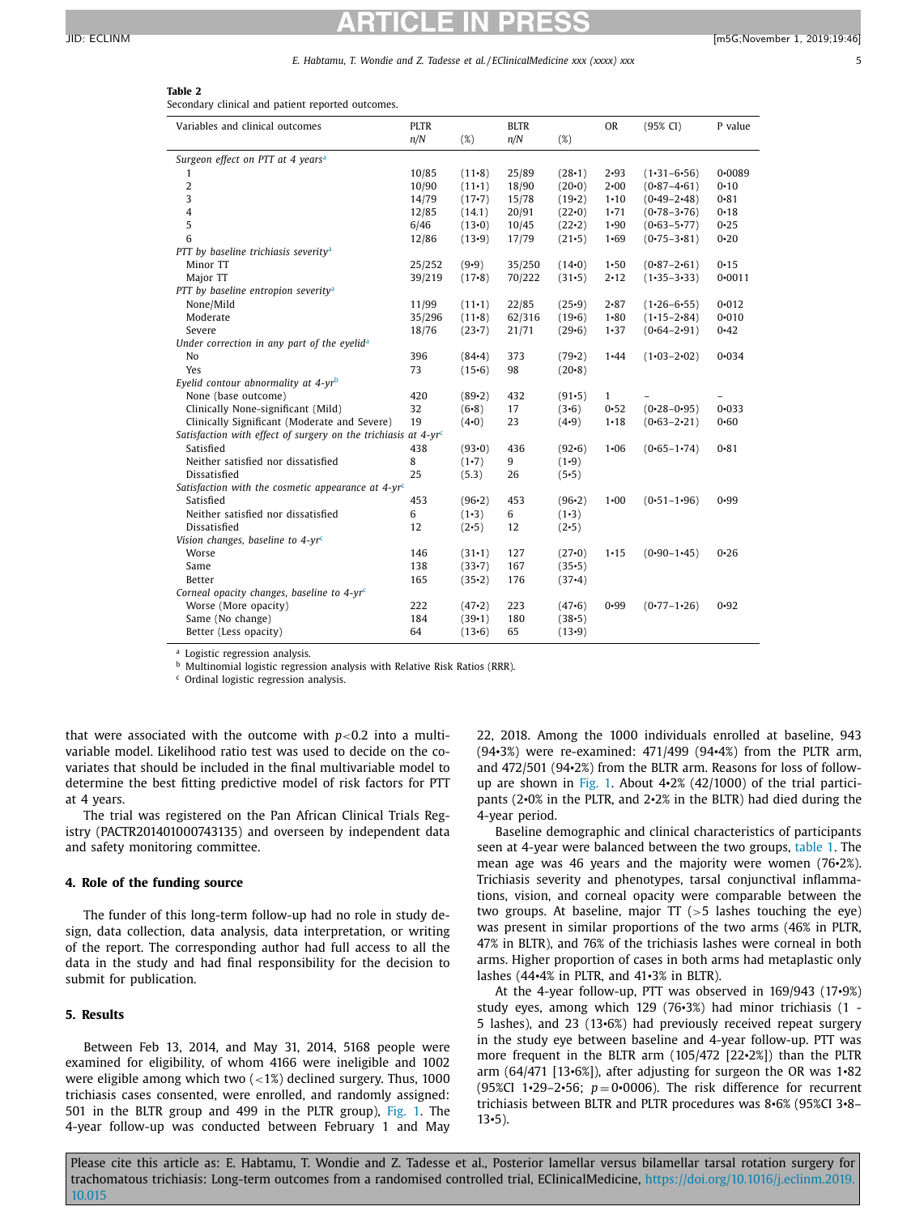**Table 2**
Secondary clinical and patient reported outcomes.

| Variables and clinical outcomes | PLTR n/N | (%) | BLTR n/N | (%) | OR | (95% CI) | P value |
|---|---|---|---|---|---|---|---|
| *Surgeon effect on PTT at 4 years*[a] | | | | | | | |
| 1 | 10/85 | (11•8) | 25/89 | (28•1) | 2•93 | (1•31–6•56) | 0•0089 |
| 2 | 10/90 | (11•1) | 18/90 | (20•0) | 2•00 | (0•87–4•61) | 0•10 |
| 3 | 14/79 | (17•7) | 15/78 | (19•2) | 1•10 | (0•49–2•48) | 0•81 |
| 4 | 12/85 | (14.1) | 20/91 | (22•0) | 1•71 | (0•78–3•76) | 0•18 |
| 5 | 6/46 | (13•0) | 10/45 | (22•2) | 1•90 | (0•63–5•77) | 0•25 |
| 6 | 12/86 | (13•9) | 17/79 | (21•5) | 1•69 | (0•75–3•81) | 0•20 |
| *PTT by baseline trichiasis severity*[a] | | | | | | | |
| Minor TT | 25/252 | (9•9) | 35/250 | (14•0) | 1•50 | (0•87–2•61) | 0•15 |
| Major TT | 39/219 | (17•8) | 70/222 | (31•5) | 2•12 | (1•35–3•33) | 0•0011 |
| *PTT by baseline entropion severity*[a] | | | | | | | |
| None/Mild | 11/99 | (11•1) | 22/85 | (25•9) | 2•87 | (1•26–6•55) | 0•012 |
| Moderate | 35/296 | (11•8) | 62/316 | (19•6) | 1•80 | (1•15–2•84) | 0•010 |
| Severe | 18/76 | (23•7) | 21/71 | (29•6) | 1•37 | (0•64–2•91) | 0•42 |
| *Under correction in any part of the eyelid*[a] | | | | | | | |
| No | 396 | (84•4) | 373 | (79•2) | 1•44 | (1•03–2•02) | 0•034 |
| Yes | 73 | (15•6) | 98 | (20•8) | | | |
| *Eyelid contour abnormality at 4-yr*[b] | | | | | | | |
| None (base outcome) | 420 | (89•2) | 432 | (91•5) | 1 | – | – |
| Clinically None-significant (Mild) | 32 | (6•8) | 17 | (3•6) | 0•52 | (0•28–0•95) | 0•033 |
| Clinically Significant (Moderate and Severe) | 19 | (4•0) | 23 | (4•9) | 1•18 | (0•63–2•21) | 0•60 |
| *Satisfaction with effect of surgery on the trichiasis at 4-yr*[c] | | | | | | | |
| Satisfied | 438 | (93•0) | 436 | (92•6) | 1•06 | (0•65–1•74) | 0•81 |
| Neither satisfied nor dissatisfied | 8 | (1•7) | 9 | (1•9) | | | |
| Dissatisfied | 25 | (5.3) | 26 | (5•5) | | | |
| *Satisfaction with the cosmetic appearance at 4-yr*[c] | | | | | | | |
| Satisfied | 453 | (96•2) | 453 | (96•2) | 1•00 | (0•51–1•96) | 0•99 |
| Neither satisfied nor dissatisfied | 6 | (1•3) | 6 | (1•3) | | | |
| Dissatisfied | 12 | (2•5) | 12 | (2•5) | | | |
| *Vision changes, baseline to 4-yr*[c] | | | | | | | |
| Worse | 146 | (31•1) | 127 | (27•0) | 1•15 | (0•90–1•45) | 0•26 |
| Same | 138 | (33•7) | 167 | (35•5) | | | |
| Better | 165 | (35•2) | 176 | (37•4) | | | |
| *Corneal opacity changes, baseline to 4-yr*[c] | | | | | | | |
| Worse (More opacity) | 222 | (47•2) | 223 | (47•6) | 0•99 | (0•77–1•26) | 0•92 |
| Same (No change) | 184 | (39•1) | 180 | (38•5) | | | |
| Better (Less opacity) | 64 | (13•6) | 65 | (13•9) | | | |

[a] Logistic regression analysis.
[b] Multinomial logistic regression analysis with Relative Risk Ratios (RRR).
[c] Ordinal logistic regression analysis.

that were associated with the outcome with $p<0.2$ into a multivariable model. Likelihood ratio test was used to decide on the covariates that should be included in the final multivariable model to determine the best fitting predictive model of risk factors for PTT at 4 years.

The trial was registered on the Pan African Clinical Trials Registry (PACTR201401000743135) and overseen by independent data and safety monitoring committee.

## 4. Role of the funding source

The funder of this long-term follow-up had no role in study design, data collection, data analysis, data interpretation, or writing of the report. The corresponding author had full access to all the data in the study and had final responsibility for the decision to submit for publication.

## 5. Results

Between Feb 13, 2014, and May 31, 2014, 5168 people were examined for eligibility, of whom 4166 were ineligible and 1002 were eligible among which two (<1%) declined surgery. Thus, 1000 trichiasis cases consented, were enrolled, and randomly assigned: 501 in the BLTR group and 499 in the PLTR group), Fig. 1. The 4-year follow-up was conducted between February 1 and May 22, 2018. Among the 1000 individuals enrolled at baseline, 943 (94•3%) were re-examined: 471/499 (94•4%) from the PLTR arm, and 472/501 (94•2%) from the BLTR arm. Reasons for loss of follow-up are shown in Fig. 1. About 4•2% (42/1000) of the trial participants (2•0% in the PLTR, and 2•2% in the BLTR) had died during the 4-year period.

Baseline demographic and clinical characteristics of participants seen at 4-year were balanced between the two groups, table 1. The mean age was 46 years and the majority were women (76•2%). Trichiasis severity and phenotypes, tarsal conjunctival inflammations, vision, and corneal opacity were comparable between the two groups. At baseline, major TT (>5 lashes touching the eye) was present in similar proportions of the two arms (46% in PLTR, 47% in BLTR), and 76% of the trichiasis lashes were corneal in both arms. Higher proportion of cases in both arms had metaplastic only lashes (44•4% in PLTR, and 41•3% in BLTR).

At the 4-year follow-up, PTT was observed in 169/943 (17•9%) study eyes, among which 129 (76•3%) had minor trichiasis (1 - 5 lashes), and 23 (13•6%) had previously received repeat surgery in the study eye between baseline and 4-year follow-up. PTT was more frequent in the BLTR arm (105/472 [22•2%]) than the PLTR arm (64/471 [13•6%]), after adjusting for surgeon the OR was 1•82 (95%CI 1•29–2•56; $p=0•0006$). The risk difference for recurrent trichiasis between BLTR and PLTR procedures was 8•6% (95%CI 3•8–13•5).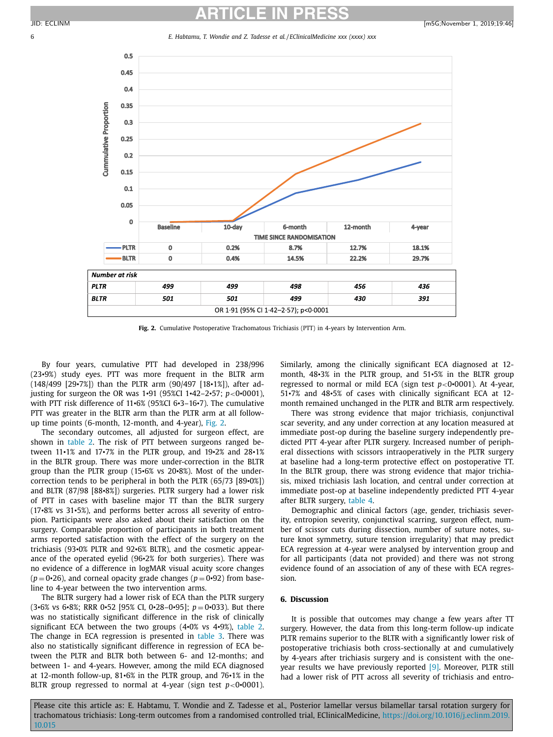| | Baseline | 10-day | 6-month | 12-month | 4-year |
|---|---|---|---|---|---|
| PLTR | 0 | 0.2% | 8.7% | 12.7% | 18.1% |
| BLTR | 0 | 0.4% | 14.5% | 22.2% | 29.7% |

| *Number at risk* | | | | | |
|---|---|---|---|---|---|
| *PLTR* | *499* | *499* | *498* | *456* | *436* |
| *BLTR* | *501* | *501* | *499* | *430* | *391* |
| OR 1·91 (95% CI 1·42–2·57); p<0·0001 | | | | | |

**Fig. 2.** Cumulative Postoperative Trachomatous Trichiasis (PTT) in 4-years by Intervention Arm.

By four years, cumulative PTT had developed in 238/996 (23•9%) study eyes. PTT was more frequent in the BLTR arm (148/499 [29•7%]) than the PLTR arm (90/497 [18•1%]), after adjusting for surgeon the OR was 1•91 (95%CI 1•42–2•57; $p<0•0001$), with PTT risk difference of 11•6% (95%CI 6•3–16•7). The cumulative PTT was greater in the BLTR arm than the PLTR arm at all follow-up time points (6-month, 12-month, and 4-year), Fig. 2.

The secondary outcomes, all adjusted for surgeon effect, are shown in table 2. The risk of PTT between surgeons ranged between 11•1% and 17•7% in the PLTR group, and 19•2% and 28•1% in the BLTR group. There was more under-correction in the BLTR group than the PLTR group (15•6% vs 20•8%). Most of the under-correction tends to be peripheral in both the PLTR (65/73 [89•0%]) and BLTR (87/98 [88•8%]) surgeries. PLTR surgery had a lower risk of PTT in cases with baseline major TT than the BLTR surgery (17•8% vs 31•5%), and performs better across all severity of entropion. Participants were also asked about their satisfaction on the surgery. Comparable proportion of participants in both treatment arms reported satisfaction with the effect of the surgery on the trichiasis (93•0% PLTR and 92•6% BLTR), and the cosmetic appearance of the operated eyelid (96•2% for both surgeries). There was no evidence of a difference in logMAR visual acuity score changes ($p=0•26$), and corneal opacity grade changes ($p=0•92$) from baseline to 4-year between the two intervention arms.

The BLTR surgery had a lower risk of ECA than the PLTR surgery (3•6% vs 6•8%; RRR 0•52 [95% CI, 0•28–0•95]; $p=0•033$). But there was no statistically significant difference in the risk of clinically significant ECA between the two groups (4•0% vs 4•9%), table 2. The change in ECA regression is presented in table 3. There was also no statistically significant difference in regression of ECA between the PLTR and BLTR both between 6- and 12-months; and between 1- and 4-years. However, among the mild ECA diagnosed at 12-month follow-up, 81•6% in the PLTR group, and 76•1% in the BLTR group regressed to normal at 4-year (sign test $p<0•0001$). Similarly, among the clinically significant ECA diagnosed at 12-month, 48•3% in the PLTR group, and 51•5% in the BLTR group regressed to normal or mild ECA (sign test $p<0•0001$). At 4-year, 51•7% and 48•5% of cases with clinically significant ECA at 12-month remained unchanged in the PLTR and BLTR arm respectively.

There was strong evidence that major trichiasis, conjunctival scar severity, and any under correction at any location measured at immediate post-op during the baseline surgery independently predicted PTT 4-year after PLTR surgery. Increased number of peripheral dissections with scissors intraoperatively in the PLTR surgery at baseline had a long-term protective effect on postoperative TT. In the BLTR group, there was strong evidence that major trichiasis, mixed trichiasis lash location, and central under correction at immediate post-op at baseline independently predicted PTT 4-year after BLTR surgery, table 4.

Demographic and clinical factors (age, gender, trichiasis severity, entropion severity, conjunctival scarring, surgeon effect, number of scissor cuts during dissection, number of suture notes, suture knot symmetry, suture tension irregularity) that may predict ECA regression at 4-year were analysed by intervention group and for all participants (data not provided) and there was not strong evidence found of an association of any of these with ECA regression.

## 6. Discussion

It is possible that outcomes may change a few years after TT surgery. However, the data from this long-term follow-up indicate PLTR remains superior to the BLTR with a significantly lower risk of postoperative trichiasis both cross-sectionally at and cumulatively by 4-years after trichiasis surgery and is consistent with the one-year results we have previously reported [9]. Moreover, PLTR still had a lower risk of PTT across all severity of trichiasis and entro-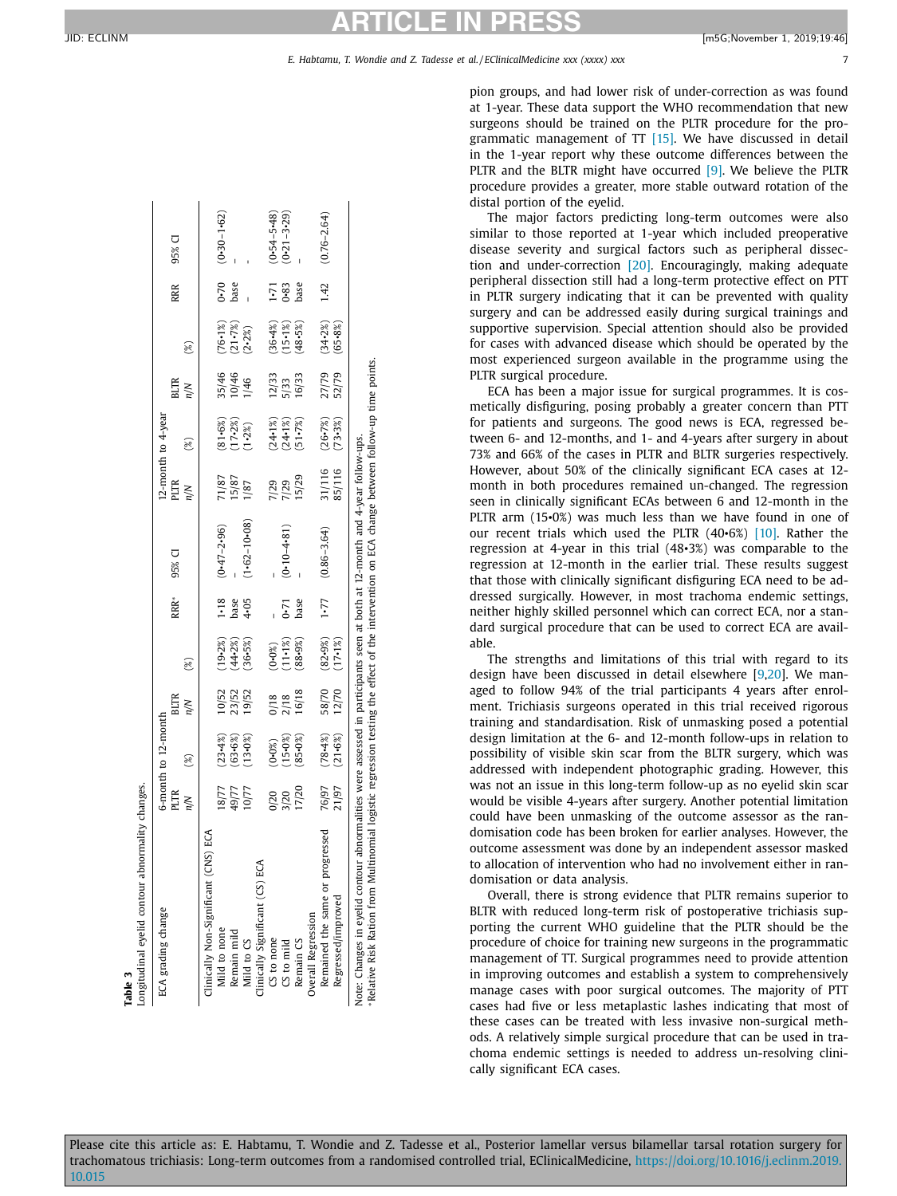**Table 3**
Longitudinal eyelid contour abnormality changes.

| ECA grading change | 6-month to 12-month | | | | RRR* | 95% CI | 12-month to 4-year | | | | RRR | 95% CI |
|---|---|---|---|---|---|---|---|---|---|---|---|---|
| | PLTR | | BLTR | | | | PLTR | | BLTR | | | |
| | n/N | (%) | n/N | (%) | | | n/N | (%) | n/N | (%) | | |
| Clinically Non-Significant (CNS) ECA | | | | | | | | | | | | |
| Mild to none | 18/77 | (23·4%) | 10/52 | (19·2%) | 1·18 | (0·47–2·96) | 71/87 | (81·6%) | 35/46 | (76·1%) | 0·70 | (0·30–1·62) |
| Remain mild | 49/77 | (63·6%) | 23/52 | (44·2%) | base | – | 15/87 | (17·2%) | 10/46 | (21·7%) | base | – |
| Mild to CS | 10/77 | (13·0%) | 19/52 | (36·5%) | 4·05 | (1·62–10·08) | 1/87 | (1·2%) | 1/46 | (2·2%) | – | – |
| Clinically Significant (CS) ECA | | | | | | | | | | | | |
| CS to none | 0/20 | (0·0%) | 0/18 | (0·0%) | – | – | 7/29 | (24·1%) | 12/33 | (36·4%) | 1·71 | (0·54–5·48) |
| CS to mild | 3/20 | (15·0%) | 2/18 | (11·1%) | 0·71 | (0·10–4·81) | 7/29 | (24·1%) | 5/33 | (15·1%) | 0·83 | (0·21–3·29) |
| Remain CS | 17/20 | (85·0%) | 16/18 | (88·9%) | base | – | 15/29 | (51·7%) | 16/33 | (48·5%) | base | – |
| Overall Regression | | | | | | | | | | | | |
| Remained the same or progressed | 76/97 | (78·4%) | 58/70 | (82·9%) | 1·77 | (0.86–3.64) | 31/116 | (26·7%) | 27/79 | (34·2%) | 1.42 | (0.76–2.64) |
| Regressed/improved | 21/97 | (21·6%) | 12/70 | (17·1%) | | | 85/116 | (73·3%) | 52/79 | (65·8%) | | |

Note: Changes in eyelid contour abnormalities were assessed in participants seen at both at 12-month and 4-year follow-ups.
*Relative Risk Ration from Multinomial logistic regression testing the effect of the intervention on ECA change between follow-up time points.

pion groups, and had lower risk of under-correction as was found at 1-year. These data support the WHO recommendation that new surgeons should be trained on the PLTR procedure for the programmatic management of TT [15]. We have discussed in detail in the 1-year report why these outcome differences between the PLTR and the BLTR might have occurred [9]. We believe the PLTR procedure provides a greater, more stable outward rotation of the distal portion of the eyelid.

The major factors predicting long-term outcomes were also similar to those reported at 1-year which included preoperative disease severity and surgical factors such as peripheral dissection and under-correction [20]. Encouragingly, making adequate peripheral dissection still had a long-term protective effect on PTT in PLTR surgery indicating that it can be prevented with quality surgery and can be addressed easily during surgical trainings and supportive supervision. Special attention should also be provided for cases with advanced disease which should be operated by the most experienced surgeon available in the programme using the PLTR surgical procedure.

ECA has been a major issue for surgical programmes. It is cosmetically disfiguring, posing probably a greater concern than PTT for patients and surgeons. The good news is ECA, regressed between 6- and 12-months, and 1- and 4-years after surgery in about 73% and 66% of the cases in PLTR and BLTR surgeries respectively. However, about 50% of the clinically significant ECA cases at 12-month in both procedures remained un-changed. The regression seen in clinically significant ECAs between 6 and 12-month in the PLTR arm (15•0%) was much less than we have found in one of our recent trials which used the PLTR (40•6%) [10]. Rather the regression at 4-year in this trial (48•3%) was comparable to the regression at 12-month in the earlier trial. These results suggest that those with clinically significant disfiguring ECA need to be addressed surgically. However, in most trachoma endemic settings, neither highly skilled personnel which can correct ECA, nor a standard surgical procedure that can be used to correct ECA are available.

The strengths and limitations of this trial with regard to its design have been discussed in detail elsewhere [9,20]. We managed to follow 94% of the trial participants 4 years after enrolment. Trichiasis surgeons operated in this trial received rigorous training and standardisation. Risk of unmasking posed a potential design limitation at the 6- and 12-month follow-ups in relation to possibility of visible skin scar from the BLTR surgery, which was addressed with independent photographic grading. However, this was not an issue in this long-term follow-up as no eyelid skin scar would be visible 4-years after surgery. Another potential limitation could have been unmasking of the outcome assessor as the randomisation code has been broken for earlier analyses. However, the outcome assessment was done by an independent assessor masked to allocation of intervention who had no involvement either in randomisation or data analysis.

Overall, there is strong evidence that PLTR remains superior to BLTR with reduced long-term risk of postoperative trichiasis supporting the current WHO guideline that the PLTR should be the procedure of choice for training new surgeons in the programmatic management of TT. Surgical programmes need to provide attention in improving outcomes and establish a system to comprehensively manage cases with poor surgical outcomes. The majority of PTT cases had five or less metaplastic lashes indicating that most of these cases can be treated with less invasive non-surgical methods. A relatively simple surgical procedure that can be used in trachoma endemic settings is needed to address un-resolving clinically significant ECA cases.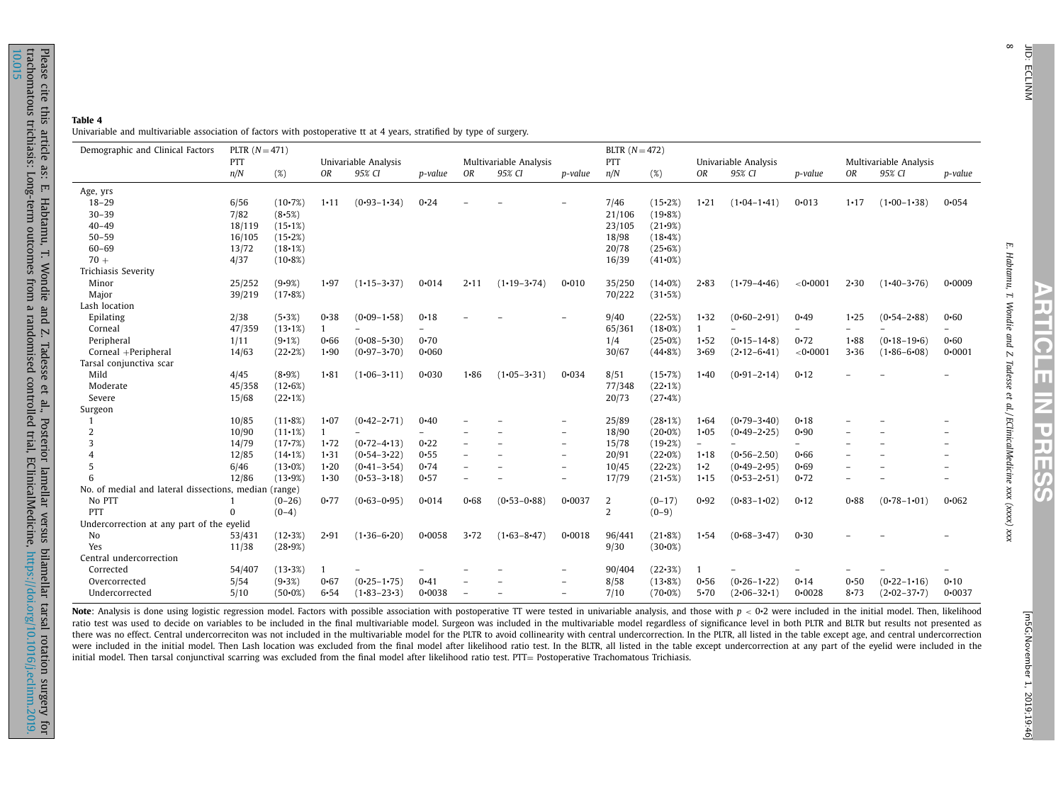**Table 4**
Univariable and multivariable association of factors with postoperative tt at 4 years, stratified by type of surgery.

| Demographic and Clinical Factors | PLTR (N = 471) | | | | | | | | BLTR (N = 472) | | | | | | | |
|---|---|---|---|---|---|---|---|---|---|---|---|---|---|---|---|---|
| | PTT | | Univariable Analysis | | | Multivariable Analysis | | | PTT | | Univariable Analysis | | | Multivariable Analysis | | |
| | n/N | (%) | OR | 95% CI | p-value | OR | 95% CI | p-value | n/N | (%) | OR | 95% CI | p-value | OR | 95% CI | p-value |
| Age, yrs | | | | | | | | | | | | | | | | |
| 18–29 | 6/56 | (10·7%) | 1·11 | (0·93–1·34) | 0·24 | – | – | – | 7/46 | (15·2%) | 1·21 | (1·04–1·41) | 0·013 | 1·17 | (1·00–1·38) | 0·054 |
| 30–39 | 7/82 | (8·5%) | | | | | | | 21/106 | (19·8%) | | | | | | |
| 40–49 | 18/119 | (15·1%) | | | | | | | 23/105 | (21·9%) | | | | | | |
| 50–59 | 16/105 | (15·2%) | | | | | | | 18/98 | (18·4%) | | | | | | |
| 60–69 | 13/72 | (18·1%) | | | | | | | 20/78 | (25·6%) | | | | | | |
| 70 + | 4/37 | (10·8%) | | | | | | | 16/39 | (41·0%) | | | | | | |
| Trichiasis Severity | | | | | | | | | | | | | | | | |
| Minor | 25/252 | (9·9%) | 1·97 | (1·15–3·37) | 0·014 | 2·11 | (1·19–3·74) | 0·010 | 35/250 | (14·0%) | 2·83 | (1·79–4·46) | <0·0001 | 2·30 | (1·40–3·76) | 0·0009 |
| Major | 39/219 | (17·8%) | | | | | | | 70/222 | (31·5%) | | | | | | |
| Lash location | | | | | | | | | | | | | | | | |
| Epilating | 2/38 | (5·3%) | 0·38 | (0·09–1·58) | 0·18 | – | – | – | 9/40 | (22·5%) | 1·32 | (0·60–2·91) | 0·49 | 1·25 | (0·54–2·88) | 0·60 |
| Corneal | 47/359 | (13·1%) | 1 | – | – | | | | 65/361 | (18·0%) | 1 | – | – | – | – | – |
| Peripheral | 1/11 | (9·1%) | 0·66 | (0·08–5·30) | 0·70 | | | | 1/4 | (25·0%) | 1·52 | (0·15–14·8) | 0·72 | 1·88 | (0·18–19·6) | 0·60 |
| Corneal +Peripheral | 14/63 | (22·2%) | 1·90 | (0·97–3·70) | 0·060 | | | | 30/67 | (44·8%) | 3·69 | (2·12–6·41) | <0·0001 | 3·36 | (1·86–6·08) | 0·0001 |
| Tarsal conjunctiva scar | | | | | | | | | | | | | | | | |
| Mild | 4/45 | (8·9%) | 1·81 | (1·06–3·11) | 0·030 | 1·86 | (1·05–3·31) | 0·034 | 8/51 | (15·7%) | 1·40 | (0·91–2·14) | 0·12 | – | – | – |
| Moderate | 45/358 | (12·6%) | | | | | | | 77/348 | (22·1%) | | | | | | |
| Severe | 15/68 | (22·1%) | | | | | | | 20/73 | (27·4%) | | | | | | |
| Surgeon | | | | | | | | | | | | | | | | |
| 1 | 10/85 | (11·8%) | 1·07 | (0·42–2·71) | 0·40 | – | – | – | 25/89 | (28·1%) | 1·64 | (0·79–3·40) | 0·18 | – | – | – |
| 2 | 10/90 | (11·1%) | 1 | – | – | – | – | – | 18/90 | (20·0%) | 1·05 | (0·49–2·25) | 0·90 | – | – | – |
| 3 | 14/79 | (17·7%) | 1·72 | (0·72–4·13) | 0·22 | – | – | – | 15/78 | (19·2%) | – | – | – | – | – | – |
| 4 | 12/85 | (14·1%) | 1·31 | (0·54–3·22) | 0·55 | – | – | – | 20/91 | (22·0%) | 1·18 | (0·56–2.50) | 0·66 | – | – | – |
| 5 | 6/46 | (13·0%) | 1·20 | (0·41–3·54) | 0·74 | – | – | – | 10/45 | (22·2%) | 1·2 | (0·49–2·95) | 0·69 | – | – | – |
| 6 | 12/86 | (13·9%) | 1·30 | (0·53–3·18) | 0·57 | – | – | – | 17/79 | (21·5%) | 1·15 | (0·53–2·51) | 0·72 | – | – | – |
| No. of medial and lateral dissections, median (range) | | | | | | | | | | | | | | | | |
| No PTT | 1 | (0–26) | 0·77 | (0·63–0·95) | 0·014 | 0·68 | (0·53–0·88) | 0·0037 | 2 | (0–17) | 0·92 | (0·83–1·02) | 0·12 | 0·88 | (0·78–1·01) | 0·062 |
| PTT | 0 | (0–4) | | | | | | | 2 | (0–9) | | | | | | |
| Undercorrection at any part of the eyelid | | | | | | | | | | | | | | | | |
| No | 53/431 | (12·3%) | 2·91 | (1·36–6·20) | 0·0058 | 3·72 | (1·63–8·47) | 0·0018 | 96/441 | (21·8%) | 1·54 | (0·68–3·47) | 0·30 | – | – | – |
| Yes | 11/38 | (28·9%) | | | | | | | 9/30 | (30·0%) | | | | | | |
| Central undercorrection | | | | | | | | | | | | | | | | |
| Corrected | 54/407 | (13·3%) | 1 | – | – | – | – | – | 90/404 | (22·3%) | 1 | – | – | – | – | – |
| Overcorrected | 5/54 | (9·3%) | 0·67 | (0·25–1·75) | 0·41 | – | – | – | 8/58 | (13·8%) | 0·56 | (0·26–1·22) | 0·14 | 0·50 | (0·22–1·16) | 0·10 |
| Undercorrected | 5/10 | (50·0%) | 6·54 | (1·83–23·3) | 0·0038 | – | – | – | 7/10 | (70·0%) | 5·70 | (2·06–32·1) | 0·0028 | 8·73 | (2·02–37·7) | 0·0037 |

**Note**: Analysis is done using logistic regression model. Factors with possible association with postoperative TT were tested in univariable analysis, and those with $p < 0·2$ were included in the initial model. Then, likelihood ratio test was used to decide on variables to be included in the final multivariable model. Surgeon was included in the multivariable model regardless of significance level in both PLTR and BLTR but results not presented as there was no effect. Central undercorreciton was not included in the multivariable model for the PLTR to avoid collinearity with central undercorrection. In the PLTR, all listed in the table except age, and central undercorrection were included in the initial model. Then Lash location was excluded from the final model after likelihood ratio test. In the BLTR, all listed in the table except undercorrection at any part of the eyelid were included in the initial model. Then tarsal conjunctival scarring was excluded from the final model after likelihood ratio test. PTT= Postoperative Trachomatous Trichiasis.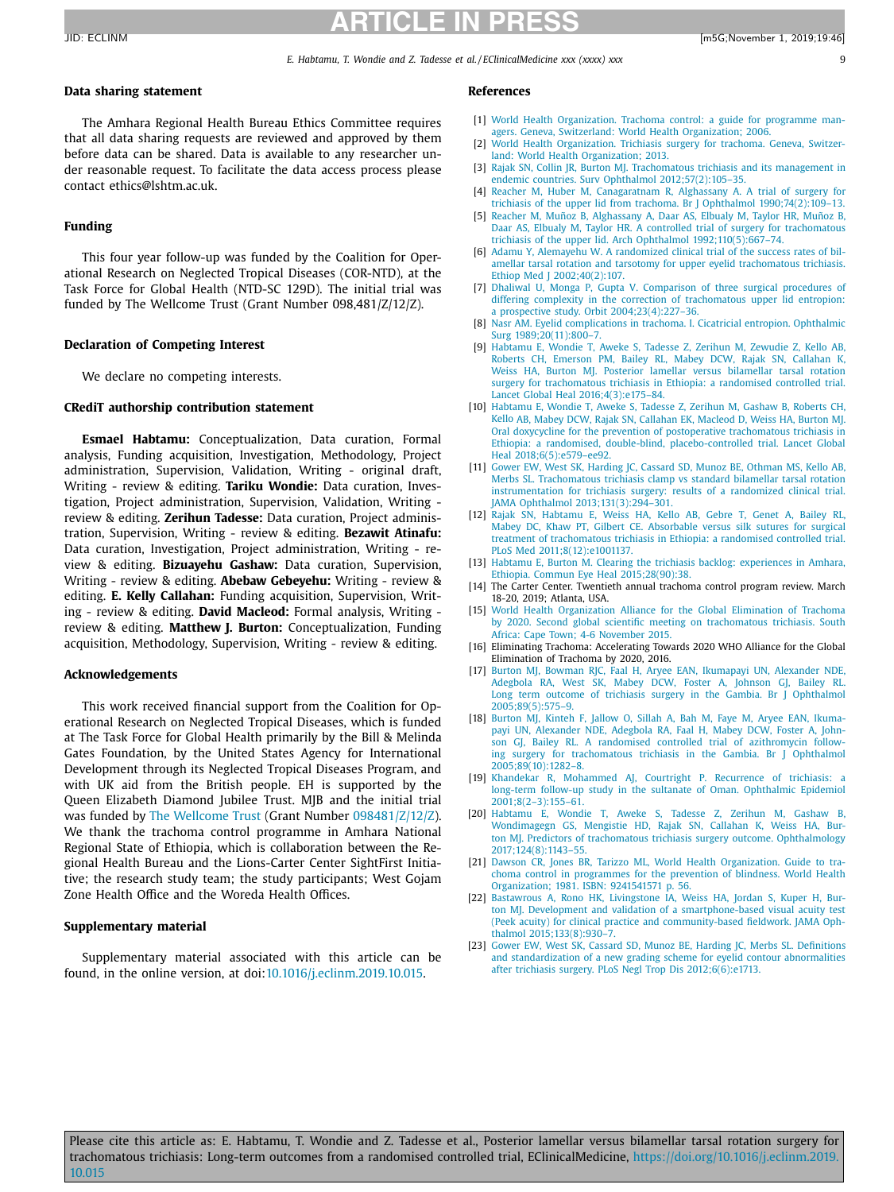## Data sharing statement

The Amhara Regional Health Bureau Ethics Committee requires that all data sharing requests are reviewed and approved by them before data can be shared. Data is available to any researcher under reasonable request. To facilitate the data access process please contact ethics@lshtm.ac.uk.

## Funding

This four year follow-up was funded by the Coalition for Operational Research on Neglected Tropical Diseases (COR-NTD), at the Task Force for Global Health (NTD-SC 129D). The initial trial was funded by The Wellcome Trust (Grant Number 098,481/Z/12/Z).

## Declaration of Competing Interest

We declare no competing interests.

## CRediT authorship contribution statement

**Esmael Habtamu:** Conceptualization, Data curation, Formal analysis, Funding acquisition, Investigation, Methodology, Project administration, Supervision, Validation, Writing - original draft, Writing - review & editing. **Tariku Wondie:** Data curation, Investigation, Project administration, Supervision, Validation, Writing - review & editing. **Zerihun Tadesse:** Data curation, Project administration, Supervision, Writing - review & editing. **Bezawit Atinafu:** Data curation, Investigation, Project administration, Writing - review & editing. **Bizuayehu Gashaw:** Data curation, Supervision, Writing - review & editing. **Abebaw Gebeyehu:** Writing - review & editing. **E. Kelly Callahan:** Funding acquisition, Supervision, Writing - review & editing. **David Macleod:** Formal analysis, Writing - review & editing. **Matthew J. Burton:** Conceptualization, Funding acquisition, Methodology, Supervision, Writing - review & editing.

## Acknowledgements

This work received financial support from the Coalition for Operational Research on Neglected Tropical Diseases, which is funded at The Task Force for Global Health primarily by the Bill & Melinda Gates Foundation, by the United States Agency for International Development through its Neglected Tropical Diseases Program, and with UK aid from the British people. EH is supported by the Queen Elizabeth Diamond Jubilee Trust. MJB and the initial trial was funded by The Wellcome Trust (Grant Number 098481/Z/12/Z). We thank the trachoma control programme in Amhara National Regional State of Ethiopia, which is collaboration between the Regional Health Bureau and the Lions-Carter Center SightFirst Initiative; the research study team; the study participants; West Gojam Zone Health Office and the Woreda Health Offices.

## Supplementary material

Supplementary material associated with this article can be found, in the online version, at doi:10.1016/j.eclinm.2019.10.015.

## References

[1] World Health Organization. Trachoma control: a guide for programme managers. Geneva, Switzerland: World Health Organization; 2006.

[2] World Health Organization. Trichiasis surgery for trachoma. Geneva, Switzerland: World Health Organization; 2013.

[3] Rajak SN, Collin JR, Burton MJ. Trachomatous trichiasis and its management in endemic countries. Surv Ophthalmol 2012;57(2):105–35.

[4] Reacher M, Huber M, Canagaratnam R, Alghassany A. A trial of surgery for trichiasis of the upper lid from trachoma. Br J Ophthalmol 1990;74(2):109–13.

[5] Reacher M, Muñoz B, Alghassany A, Daar AS, Elbualy M, Taylor HR, Muñoz B, Daar AS, Elbualy M, Taylor HR. A controlled trial of surgery for trachomatous trichiasis of the upper lid. Arch Ophthalmol 1992;110(5):667–74.

[6] Adamu Y, Alemayehu W. A randomized clinical trial of the success rates of bilamellar tarsal rotation and tarsotomy for upper eyelid trachomatous trichiasis. Ethiop Med J 2002;40(2):107.

[7] Dhaliwal U, Monga P, Gupta V. Comparison of three surgical procedures of differing complexity in the correction of trachomatous upper lid entropion: a prospective study. Orbit 2004;23(4):227–36.

[8] Nasr AM. Eyelid complications in trachoma. I. Cicatricial entropion. Ophthalmic Surg 1989;20(11):800–7.

[9] Habtamu E, Wondie T, Aweke S, Tadesse Z, Zerihun M, Zewudie Z, Kello AB, Roberts CH, Emerson PM, Bailey RL, Mabey DCW, Rajak SN, Callahan K, Weiss HA, Burton MJ. Posterior lamellar versus bilamellar tarsal rotation surgery for trachomatous trichiasis in Ethiopia: a randomised controlled trial. Lancet Global Heal 2016;4(3):e175–84.

[10] Habtamu E, Wondie T, Aweke S, Tadesse Z, Zerihun M, Gashaw B, Roberts CH, Kello AB, Mabey DCW, Rajak SN, Callahan EK, Macleod D, Weiss HA, Burton MJ. Oral doxycycline for the prevention of postoperative trachomatous trichiasis in Ethiopia: a randomised, double-blind, placebo-controlled trial. Lancet Global Heal 2018;6(5):e579–ee92.

[11] Gower EW, West SK, Harding JC, Cassard SD, Munoz BE, Othman MS, Kello AB, Merbs SL. Trachomatous trichiasis clamp vs standard bilamellar tarsal rotation instrumentation for trichiasis surgery: results of a randomized clinical trial. JAMA Ophthalmol 2013;131(3):294–301.

[12] Rajak SN, Habtamu E, Weiss HA, Kello AB, Gebre T, Genet A, Bailey RL, Mabey DC, Khaw PT, Gilbert CE. Absorbable versus silk sutures for surgical treatment of trachomatous trichiasis in Ethiopia: a randomised controlled trial. PLoS Med 2011;8(12):e1001137.

[13] Habtamu E, Burton M. Clearing the trichiasis backlog: experiences in Amhara, Ethiopia. Commun Eye Heal 2015;28(90):38.

[14] The Carter Center. Twentieth annual trachoma control program review. March 18-20, 2019; Atlanta, USA.

[15] World Health Organization Alliance for the Global Elimination of Trachoma by 2020. Second global scientific meeting on trachomatous trichiasis. South Africa: Cape Town; 4-6 November 2015.

[16] Eliminating Trachoma: Accelerating Towards 2020 WHO Alliance for the Global Elimination of Trachoma by 2020, 2016.

[17] Burton MJ, Bowman RJC, Faal H, Aryee EAN, Ikumapayi UN, Alexander NDE, Adegbola RA, West SK, Mabey DCW, Foster A, Johnson GJ, Bailey RL. Long term outcome of trichiasis surgery in the Gambia. Br J Ophthalmol 2005;89(5):575–9.

[18] Burton MJ, Kinteh F, Jallow O, Sillah A, Bah M, Faye M, Aryee EAN, Ikumapayi UN, Alexander NDE, Adegbola RA, Faal H, Mabey DCW, Foster A, Johnson GJ, Bailey RL. A randomised controlled trial of azithromycin following surgery for trachomatous trichiasis in the Gambia. Br J Ophthalmol 2005;89(10):1282–8.

[19] Khandekar R, Mohammed AJ, Courtright P. Recurrence of trichiasis: a long-term follow-up study in the sultanate of Oman. Ophthalmic Epidemiol 2001;8(2–3):155–61.

[20] Habtamu E, Wondie T, Aweke S, Tadesse Z, Zerihun M, Gashaw B, Wondimagegn GS, Mengistie HD, Rajak SN, Callahan K, Weiss HA, Burton MJ. Predictors of trachomatous trichiasis surgery outcome. Ophthalmology 2017;124(8):1143–55.

[21] Dawson CR, Jones BR, Tarizzo ML, World Health Organization. Guide to trachoma control in programmes for the prevention of blindness. World Health Organization; 1981. ISBN: 9241541571 p. 56.

[22] Bastawrous A, Rono HK, Livingstone IA, Weiss HA, Jordan S, Kuper H, Burton MJ. Development and validation of a smartphone-based visual acuity test (Peek acuity) for clinical practice and community-based fieldwork. JAMA Ophthalmol 2015;133(8):930–7.

[23] Gower EW, West SK, Cassard SD, Munoz BE, Harding JC, Merbs SL. Definitions and standardization of a new grading scheme for eyelid contour abnormalities after trichiasis surgery. PLoS Negl Trop Dis 2012;6(6):e1713.